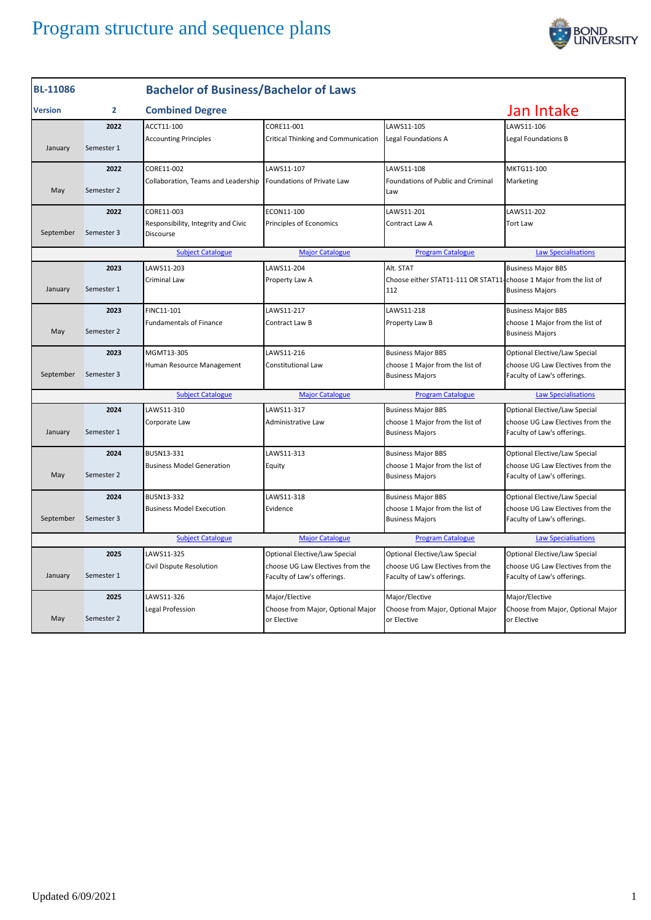# Program structure and sequence plans

| BL-11086 | | Bachelor of Business/Bachelor of Laws | | | |
|---|---|---|---|---|---|
| **Version** | **2** | **Combined Degree** | | | **Jan Intake** |
| January | 2022 Semester 1 | ACCT11-100 Accounting Principles | CORE11-001 Critical Thinking and Communication | LAWS11-105 Legal Foundations A | LAWS11-106 Legal Foundations B |
| May | 2022 Semester 2 | CORE11-002 Collaboration, Teams and Leadership | LAWS11-107 Foundations of Private Law | LAWS11-108 Foundations of Public and Criminal Law | MKTG11-100 Marketing |
| September | 2022 Semester 3 | CORE11-003 Responsibility, Integrity and Civic Discourse | ECON11-100 Principles of Economics | LAWS11-201 Contract Law A | LAWS11-202 Tort Law |
| | | Subject Catalogue | Major Catalogue | Program Catalogue | Law Specialisations |
| January | 2023 Semester 1 | LAWS11-203 Criminal Law | LAWS11-204 Property Law A | Alt. STAT Choose either STAT11-111 OR STAT11-112 | Business Major BBS choose 1 Major from the list of Business Majors |
| May | 2023 Semester 2 | FINC11-101 Fundamentals of Finance | LAWS11-217 Contract Law B | LAWS11-218 Property Law B | Business Major BBS choose 1 Major from the list of Business Majors |
| September | 2023 Semester 3 | MGMT13-305 Human Resource Management | LAWS11-216 Constitutional Law | Business Major BBS choose 1 Major from the list of Business Majors | Optional Elective/Law Special choose UG Law Electives from the Faculty of Law's offerings. |
| | | Subject Catalogue | Major Catalogue | Program Catalogue | Law Specialisations |
| January | 2024 Semester 1 | LAWS11-310 Corporate Law | LAWS11-317 Administrative Law | Business Major BBS choose 1 Major from the list of Business Majors | Optional Elective/Law Special choose UG Law Electives from the Faculty of Law's offerings. |
| May | 2024 Semester 2 | BUSN13-331 Business Model Generation | LAWS11-313 Equity | Business Major BBS choose 1 Major from the list of Business Majors | Optional Elective/Law Special choose UG Law Electives from the Faculty of Law's offerings. |
| September | 2024 Semester 3 | BUSN13-332 Business Model Execution | LAWS11-318 Evidence | Business Major BBS choose 1 Major from the list of Business Majors | Optional Elective/Law Special choose UG Law Electives from the Faculty of Law's offerings. |
| | | Subject Catalogue | Major Catalogue | Program Catalogue | Law Specialisations |
| January | 2025 Semester 1 | LAWS11-325 Civil Dispute Resolution | Optional Elective/Law Special choose UG Law Electives from the Faculty of Law's offerings. | Optional Elective/Law Special choose UG Law Electives from the Faculty of Law's offerings. | Optional Elective/Law Special choose UG Law Electives from the Faculty of Law's offerings. |
| May | 2025 Semester 2 | LAWS11-326 Legal Profession | Major/Elective Choose from Major, Optional Major or Elective | Major/Elective Choose from Major, Optional Major or Elective | Major/Elective Choose from Major, Optional Major or Elective |

Updated 6/09/2021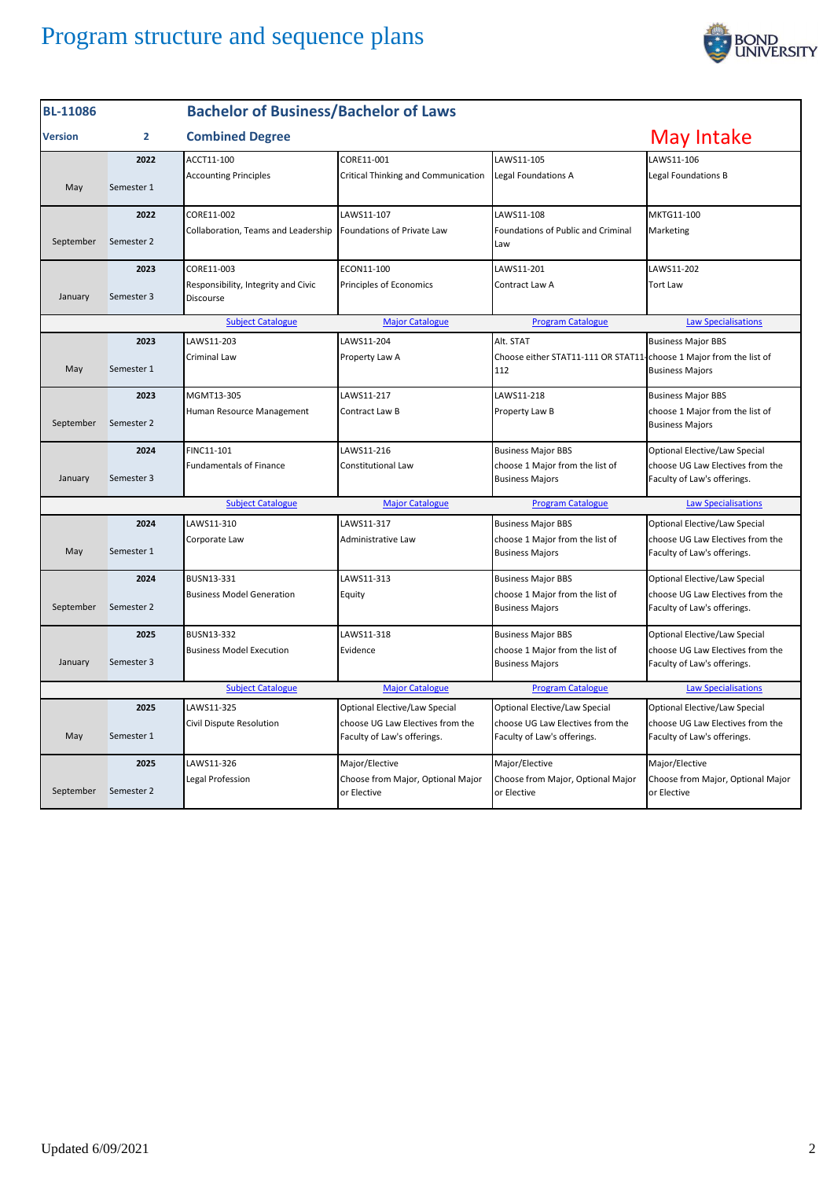# Program structure and sequence plans

| BL-11086 | | Bachelor of Business/Bachelor of Laws | | | |
|---|---|---|---|---|---|
| **Version** | **2** | **Combined Degree** | | | **May Intake** |
| May | 2022 Semester 1 | ACCT11-100 Accounting Principles | CORE11-001 Critical Thinking and Communication | LAWS11-105 Legal Foundations A | LAWS11-106 Legal Foundations B |
| September | 2022 Semester 2 | CORE11-002 Collaboration, Teams and Leadership | LAWS11-107 Foundations of Private Law | LAWS11-108 Foundations of Public and Criminal Law | MKTG11-100 Marketing |
| January | 2023 Semester 3 | CORE11-003 Responsibility, Integrity and Civic Discourse | ECON11-100 Principles of Economics | LAWS11-201 Contract Law A | LAWS11-202 Tort Law |
| | | Subject Catalogue | Major Catalogue | Program Catalogue | Law Specialisations |
| May | 2023 Semester 1 | LAWS11-203 Criminal Law | LAWS11-204 Property Law A | Alt. STAT Choose either STAT11-111 OR STAT11-112 | Business Major BBS choose 1 Major from the list of Business Majors |
| September | 2023 Semester 2 | MGMT13-305 Human Resource Management | LAWS11-217 Contract Law B | LAWS11-218 Property Law B | Business Major BBS choose 1 Major from the list of Business Majors |
| January | 2024 Semester 3 | FINC11-101 Fundamentals of Finance | LAWS11-216 Constitutional Law | Business Major BBS choose 1 Major from the list of Business Majors | Optional Elective/Law Special choose UG Law Electives from the Faculty of Law's offerings. |
| | | Subject Catalogue | Major Catalogue | Program Catalogue | Law Specialisations |
| May | 2024 Semester 1 | LAWS11-310 Corporate Law | LAWS11-317 Administrative Law | Business Major BBS choose 1 Major from the list of Business Majors | Optional Elective/Law Special choose UG Law Electives from the Faculty of Law's offerings. |
| September | 2024 Semester 2 | BUSN13-331 Business Model Generation | LAWS11-313 Equity | Business Major BBS choose 1 Major from the list of Business Majors | Optional Elective/Law Special choose UG Law Electives from the Faculty of Law's offerings. |
| January | 2025 Semester 3 | BUSN13-332 Business Model Execution | LAWS11-318 Evidence | Business Major BBS choose 1 Major from the list of Business Majors | Optional Elective/Law Special choose UG Law Electives from the Faculty of Law's offerings. |
| | | Subject Catalogue | Major Catalogue | Program Catalogue | Law Specialisations |
| May | 2025 Semester 1 | LAWS11-325 Civil Dispute Resolution | Optional Elective/Law Special choose UG Law Electives from the Faculty of Law's offerings. | Optional Elective/Law Special choose UG Law Electives from the Faculty of Law's offerings. | Optional Elective/Law Special choose UG Law Electives from the Faculty of Law's offerings. |
| September | 2025 Semester 2 | LAWS11-326 Legal Profession | Major/Elective Choose from Major, Optional Major or Elective | Major/Elective Choose from Major, Optional Major or Elective | Major/Elective Choose from Major, Optional Major or Elective |

Updated 6/09/2021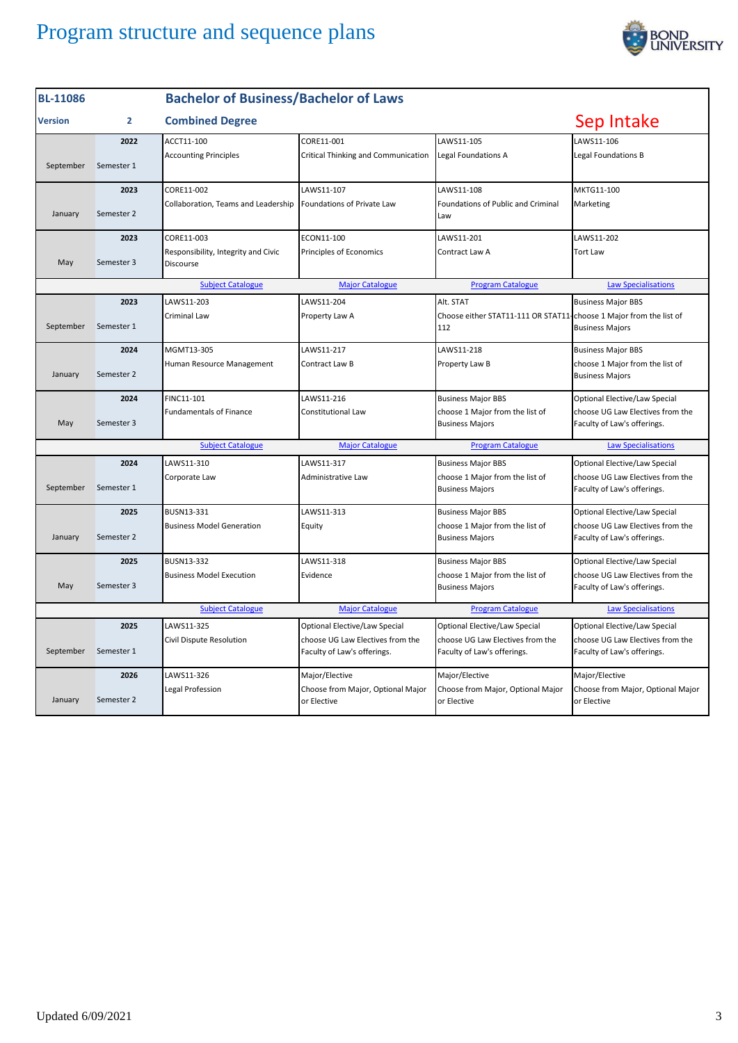# Program structure and sequence plans

| BL-11086 | | Bachelor of Business/Bachelor of Laws | | | |
|---|---|---|---|---|---|
| **Version** | **2** | **Combined Degree** | | | **Sep Intake** |
| September | 2022 Semester 1 | ACCT11-100 Accounting Principles | CORE11-001 Critical Thinking and Communication | LAWS11-105 Legal Foundations A | LAWS11-106 Legal Foundations B |
| January | 2023 Semester 2 | CORE11-002 Collaboration, Teams and Leadership | LAWS11-107 Foundations of Private Law | LAWS11-108 Foundations of Public and Criminal Law | MKTG11-100 Marketing |
| May | 2023 Semester 3 | CORE11-003 Responsibility, Integrity and Civic Discourse | ECON11-100 Principles of Economics | LAWS11-201 Contract Law A | LAWS11-202 Tort Law |
| | | Subject Catalogue | Major Catalogue | Program Catalogue | Law Specialisations |
| September | 2023 Semester 1 | LAWS11-203 Criminal Law | LAWS11-204 Property Law A | Alt. STAT Choose either STAT11-111 OR STAT11-112 | Business Major BBS choose 1 Major from the list of Business Majors |
| January | 2024 Semester 2 | MGMT13-305 Human Resource Management | LAWS11-217 Contract Law B | LAWS11-218 Property Law B | Business Major BBS choose 1 Major from the list of Business Majors |
| May | 2024 Semester 3 | FINC11-101 Fundamentals of Finance | LAWS11-216 Constitutional Law | Business Major BBS choose 1 Major from the list of Business Majors | Optional Elective/Law Special choose UG Law Electives from the Faculty of Law's offerings. |
| | | Subject Catalogue | Major Catalogue | Program Catalogue | Law Specialisations |
| September | 2024 Semester 1 | LAWS11-310 Corporate Law | LAWS11-317 Administrative Law | Business Major BBS choose 1 Major from the list of Business Majors | Optional Elective/Law Special choose UG Law Electives from the Faculty of Law's offerings. |
| January | 2025 Semester 2 | BUSN13-331 Business Model Generation | LAWS11-313 Equity | Business Major BBS choose 1 Major from the list of Business Majors | Optional Elective/Law Special choose UG Law Electives from the Faculty of Law's offerings. |
| May | 2025 Semester 3 | BUSN13-332 Business Model Execution | LAWS11-318 Evidence | Business Major BBS choose 1 Major from the list of Business Majors | Optional Elective/Law Special choose UG Law Electives from the Faculty of Law's offerings. |
| | | Subject Catalogue | Major Catalogue | Program Catalogue | Law Specialisations |
| September | 2025 Semester 1 | LAWS11-325 Civil Dispute Resolution | Optional Elective/Law Special choose UG Law Electives from the Faculty of Law's offerings. | Optional Elective/Law Special choose UG Law Electives from the Faculty of Law's offerings. | Optional Elective/Law Special choose UG Law Electives from the Faculty of Law's offerings. |
| January | 2026 Semester 2 | LAWS11-326 Legal Profession | Major/Elective Choose from Major, Optional Major or Elective | Major/Elective Choose from Major, Optional Major or Elective | Major/Elective Choose from Major, Optional Major or Elective |

Updated 6/09/2021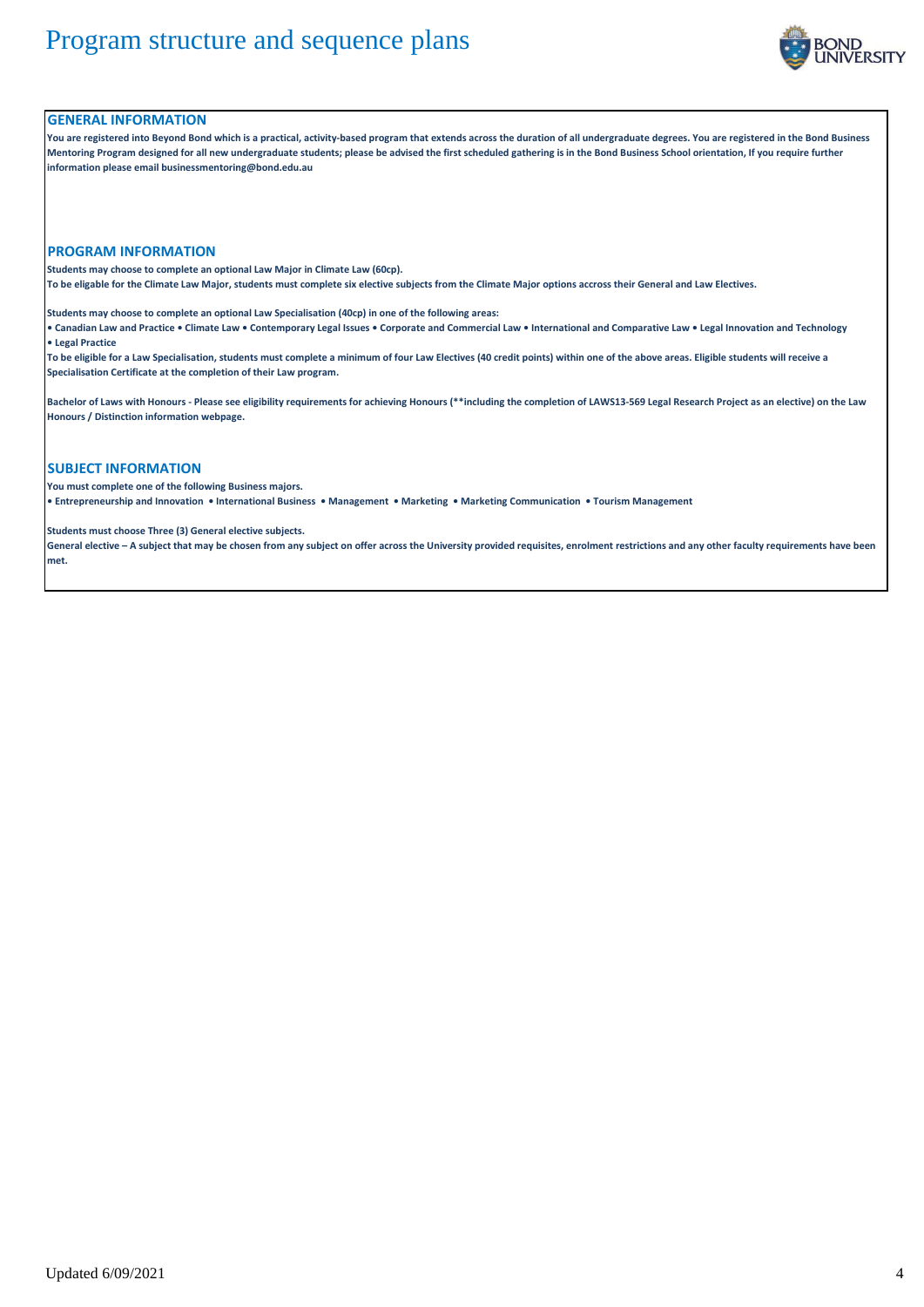# Program structure and sequence plans

## GENERAL INFORMATION

**You are registered into Beyond Bond which is a practical, activity-based program that extends across the duration of all undergraduate degrees. You are registered in the Bond Business Mentoring Program designed for all new undergraduate students; please be advised the first scheduled gathering is in the Bond Business School orientation, If you require further information please email businessmentoring@bond.edu.au**

## PROGRAM INFORMATION

**Students may choose to complete an optional Law Major in Climate Law (60cp).**
**To be eligable for the Climate Law Major, students must complete six elective subjects from the Climate Major options accross their General and Law Electives.**

**Students may choose to complete an optional Law Specialisation (40cp) in one of the following areas:**
**• Canadian Law and Practice • Climate Law • Contemporary Legal Issues • Corporate and Commercial Law • International and Comparative Law • Legal Innovation and Technology • Legal Practice**
**To be eligible for a Law Specialisation, students must complete a minimum of four Law Electives (40 credit points) within one of the above areas. Eligible students will receive a Specialisation Certificate at the completion of their Law program.**

**Bachelor of Laws with Honours - Please see eligibility requirements for achieving Honours (**including the completion of LAWS13-569 Legal Research Project as an elective) on the Law Honours / Distinction information webpage.**

## SUBJECT INFORMATION

**You must complete one of the following Business majors.**
**• Entrepreneurship and Innovation • International Business • Management • Marketing • Marketing Communication • Tourism Management**

**Students must choose Three (3) General elective subjects.**
**General elective – A subject that may be chosen from any subject on offer across the University provided requisites, enrolment restrictions and any other faculty requirements have been met.**

Updated 6/09/2021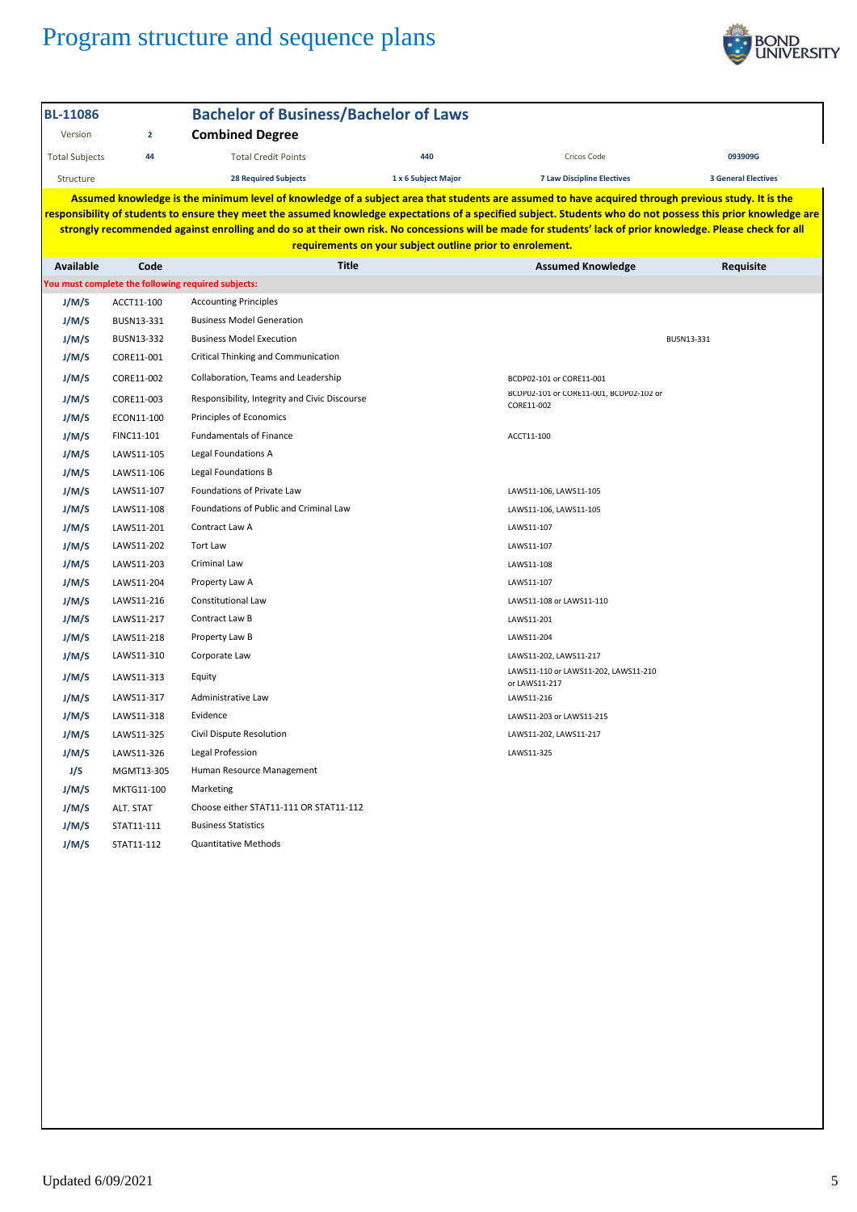# Program structure and sequence plans

| BL-11086 | | Bachelor of Business/Bachelor of Laws | | | |
|---|---|---|---|---|---|
| Version | 2 | Combined Degree | | | |
| Total Subjects | 44 | Total Credit Points | 440 | Cricos Code | 093909G |
| Structure | | 28 Required Subjects | 1 x 6 Subject Major | 7 Law Discipline Electives | 3 General Electives |

**Assumed knowledge is the minimum level of knowledge of a subject area that students are assumed to have acquired through previous study. It is the responsibility of students to ensure they meet the assumed knowledge expectations of a specified subject. Students who do not possess this prior knowledge are strongly recommended against enrolling and do so at their own risk. No concessions will be made for students' lack of prior knowledge. Please check for all requirements on your subject outline prior to enrolement.**

| Available | Code | Title | Assumed Knowledge | Requisite |
|---|---|---|---|---|
| You must complete the following required subjects: | | | | |
| J/M/S | ACCT11-100 | Accounting Principles | | |
| J/M/S | BUSN13-331 | Business Model Generation | | |
| J/M/S | BUSN13-332 | Business Model Execution | | BUSN13-331 |
| J/M/S | CORE11-001 | Critical Thinking and Communication | | |
| J/M/S | CORE11-002 | Collaboration, Teams and Leadership | BCDP02-101 or CORE11-001 | |
| J/M/S | CORE11-003 | Responsibility, Integrity and Civic Discourse | BCDP02-101 or CORE11-001, BCDP02-102 or CORE11-002 | |
| J/M/S | ECON11-100 | Principles of Economics | | |
| J/M/S | FINC11-101 | Fundamentals of Finance | ACCT11-100 | |
| J/M/S | LAWS11-105 | Legal Foundations A | | |
| J/M/S | LAWS11-106 | Legal Foundations B | | |
| J/M/S | LAWS11-107 | Foundations of Private Law | LAWS11-106, LAWS11-105 | |
| J/M/S | LAWS11-108 | Foundations of Public and Criminal Law | LAWS11-106, LAWS11-105 | |
| J/M/S | LAWS11-201 | Contract Law A | LAWS11-107 | |
| J/M/S | LAWS11-202 | Tort Law | LAWS11-107 | |
| J/M/S | LAWS11-203 | Criminal Law | LAWS11-108 | |
| J/M/S | LAWS11-204 | Property Law A | LAWS11-107 | |
| J/M/S | LAWS11-216 | Constitutional Law | LAWS11-108 or LAWS11-110 | |
| J/M/S | LAWS11-217 | Contract Law B | LAWS11-201 | |
| J/M/S | LAWS11-218 | Property Law B | LAWS11-204 | |
| J/M/S | LAWS11-310 | Corporate Law | LAWS11-202, LAWS11-217 | |
| J/M/S | LAWS11-313 | Equity | LAWS11-110 or LAWS11-202, LAWS11-210 or LAWS11-217 | |
| J/M/S | LAWS11-317 | Administrative Law | LAWS11-216 | |
| J/M/S | LAWS11-318 | Evidence | LAWS11-203 or LAWS11-215 | |
| J/M/S | LAWS11-325 | Civil Dispute Resolution | LAWS11-202, LAWS11-217 | |
| J/M/S | LAWS11-326 | Legal Profession | LAWS11-325 | |
| J/S | MGMT13-305 | Human Resource Management | | |
| J/M/S | MKTG11-100 | Marketing | | |
| J/M/S | ALT. STAT | Choose either STAT11-111 OR STAT11-112 | | |
| J/M/S | STAT11-111 | Business Statistics | | |
| J/M/S | STAT11-112 | Quantitative Methods | | |

Updated 6/09/2021